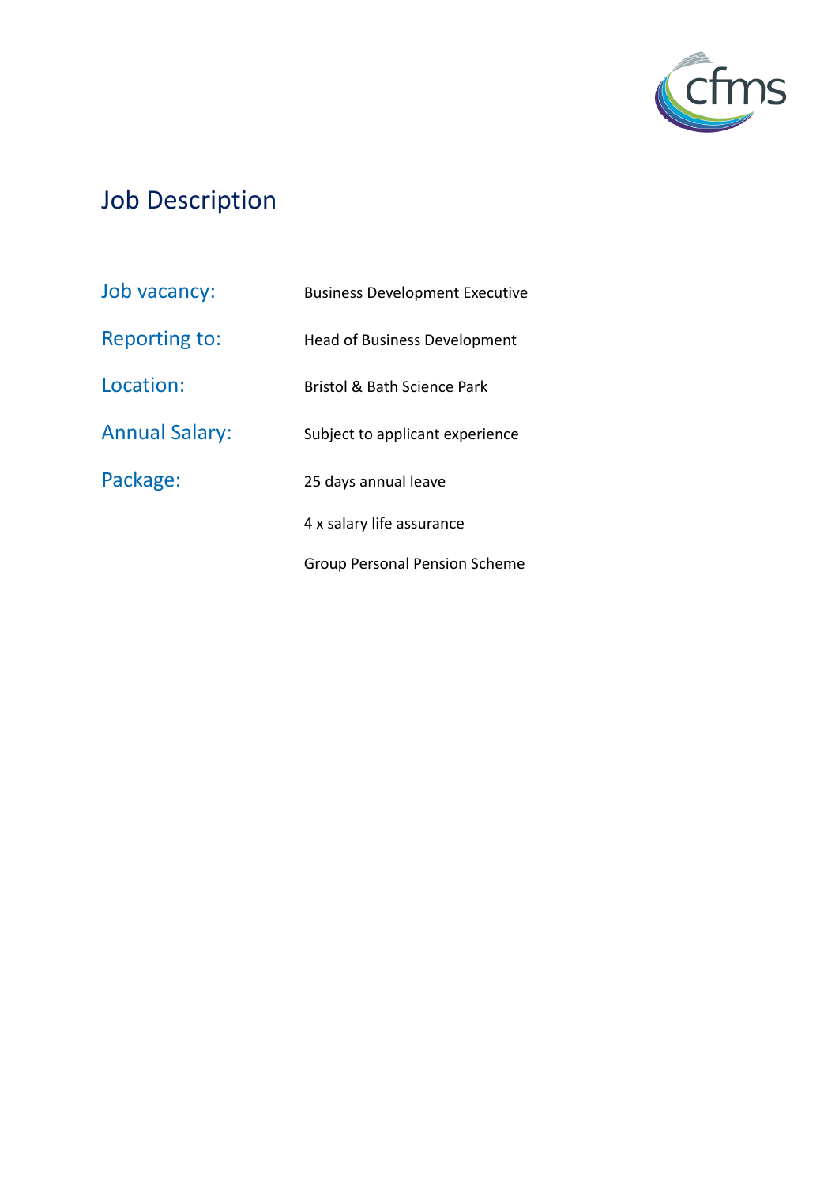# Job Description

| | |
|---|---|
| Job vacancy: | Business Development Executive |
| Reporting to: | Head of Business Development |
| Location: | Bristol & Bath Science Park |
| Annual Salary: | Subject to applicant experience |
| Package: | 25 days annual leave |
| | 4 x salary life assurance |
| | Group Personal Pension Scheme |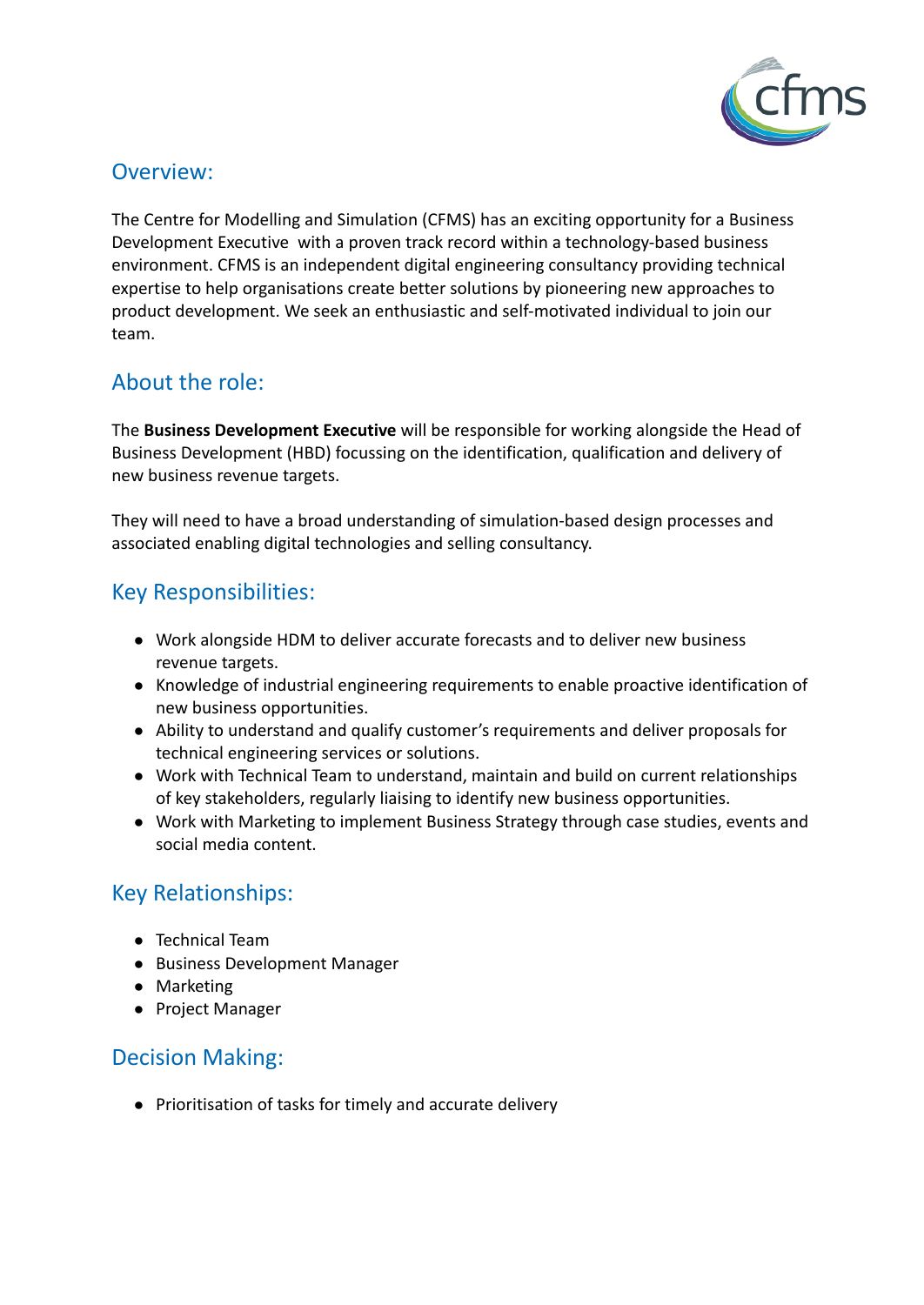## Overview:

The Centre for Modelling and Simulation (CFMS) has an exciting opportunity for a Business Development Executive with a proven track record within a technology-based business environment. CFMS is an independent digital engineering consultancy providing technical expertise to help organisations create better solutions by pioneering new approaches to product development. We seek an enthusiastic and self-motivated individual to join our team.

## About the role:

The **Business Development Executive** will be responsible for working alongside the Head of Business Development (HBD) focussing on the identification, qualification and delivery of new business revenue targets.

They will need to have a broad understanding of simulation-based design processes and associated enabling digital technologies and selling consultancy.

## Key Responsibilities:

- Work alongside HDM to deliver accurate forecasts and to deliver new business revenue targets.
- Knowledge of industrial engineering requirements to enable proactive identification of new business opportunities.
- Ability to understand and qualify customer's requirements and deliver proposals for technical engineering services or solutions.
- Work with Technical Team to understand, maintain and build on current relationships of key stakeholders, regularly liaising to identify new business opportunities.
- Work with Marketing to implement Business Strategy through case studies, events and social media content.

## Key Relationships:

- Technical Team
- Business Development Manager
- Marketing
- Project Manager

## Decision Making:

- Prioritisation of tasks for timely and accurate delivery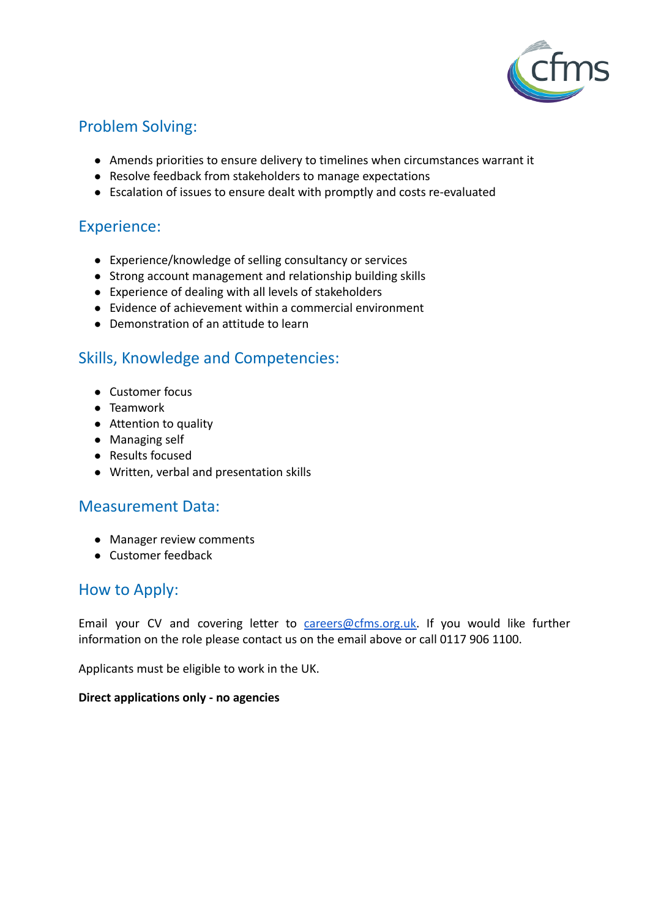## Problem Solving:

- Amends priorities to ensure delivery to timelines when circumstances warrant it
- Resolve feedback from stakeholders to manage expectations
- Escalation of issues to ensure dealt with promptly and costs re-evaluated

## Experience:

- Experience/knowledge of selling consultancy or services
- Strong account management and relationship building skills
- Experience of dealing with all levels of stakeholders
- Evidence of achievement within a commercial environment
- Demonstration of an attitude to learn

## Skills, Knowledge and Competencies:

- Customer focus
- Teamwork
- Attention to quality
- Managing self
- Results focused
- Written, verbal and presentation skills

## Measurement Data:

- Manager review comments
- Customer feedback

## How to Apply:

Email your CV and covering letter to careers@cfms.org.uk. If you would like further information on the role please contact us on the email above or call 0117 906 1100.

Applicants must be eligible to work in the UK.

**Direct applications only - no agencies**